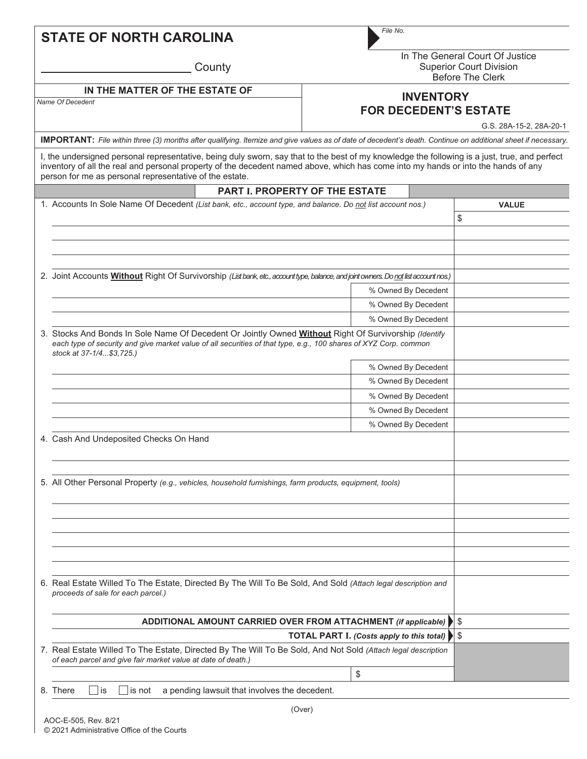**STATE OF NORTH CAROLINA**

_______________ County

*File No.*

In The General Court Of Justice
Superior Court Division
Before The Clerk

**IN THE MATTER OF THE ESTATE OF**

*Name Of Decedent*

## INVENTORY FOR DECEDENT'S ESTATE

G.S. 28A-15-2, 28A-20-1

**IMPORTANT:** *File within three (3) months after qualifying. Itemize and give values as of date of decedent's death. Continue on additional sheet if necessary.*

I, the undersigned personal representative, being duly sworn, say that to the best of my knowledge the following is a just, true, and perfect inventory of all the real and personal property of the decedent named above, which has come into my hands or into the hands of any person for me as personal representative of the estate.

### PART I. PROPERTY OF THE ESTATE

| | | **VALUE** |
|---|---|---|
| 1. Accounts In Sole Name Of Decedent *(List bank, etc., account type, and balance. Do not list account nos.)* | | $ |
| | | |
| | | |
| | | |
| 2. Joint Accounts **Without** Right Of Survivorship *(List bank, etc., account type, balance, and joint owners. Do not list account nos.)* | | |
| | % Owned By Decedent | |
| | % Owned By Decedent | |
| | % Owned By Decedent | |
| 3. Stocks And Bonds In Sole Name Of Decedent Or Jointly Owned **Without** Right Of Survivorship *(Identify each type of security and give market value of all securities of that type, e.g., 100 shares of XYZ Corp. common stock at 37-1/4...$3,725.)* | | |
| | % Owned By Decedent | |
| | % Owned By Decedent | |
| | % Owned By Decedent | |
| | % Owned By Decedent | |
| | % Owned By Decedent | |
| 4. Cash And Undeposited Checks On Hand | | |
| | | |
| 5. All Other Personal Property *(e.g., vehicles, household furnishings, farm products, equipment, tools)* | | |
| | | |
| | | |
| | | |
| | | |
| | | |
| 6. Real Estate Willed To The Estate, Directed By The Will To Be Sold, And Sold *(Attach legal description and proceeds of sale for each parcel.)* | | |
| **ADDITIONAL AMOUNT CARRIED OVER FROM ATTACHMENT** ***(if applicable)*** | | $ |
| **TOTAL PART I.** ***(Costs apply to this total)*** | | $ |
| 7. Real Estate Willed To The Estate, Directed By The Will To Be Sold, And Not Sold *(Attach legal description of each parcel and give fair market value at date of death.)* | | |
| | $ | |

8. There ☐ is ☐ is not a pending lawsuit that involves the decedent.

(Over)

AOC-E-505, Rev. 8/21
© 2021 Administrative Office of the Courts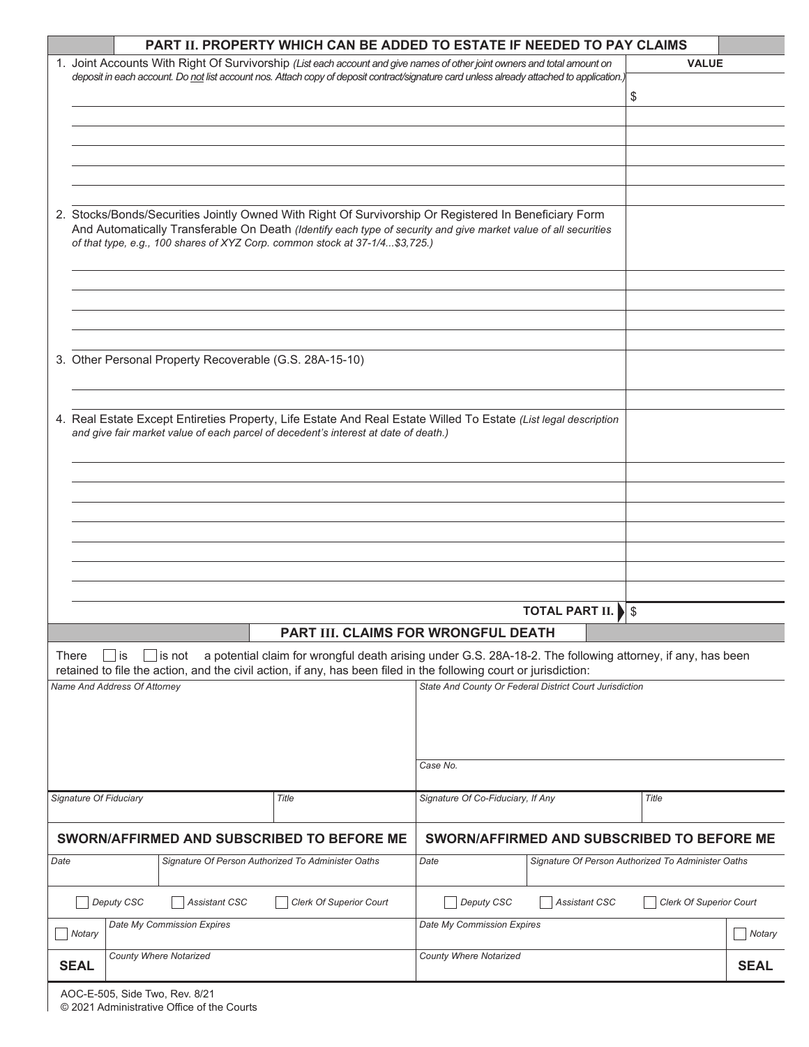## PART II. PROPERTY WHICH CAN BE ADDED TO ESTATE IF NEEDED TO PAY CLAIMS

| | VALUE |
|---|---|
| 1. Joint Accounts With Right Of Survivorship *(List each account and give names of other joint owners and total amount on deposit in each account. Do not list account nos. Attach copy of deposit contract/signature card unless already attached to application.)* | $ |
| | |
| | |
| | |
| | |
| | |
| 2. Stocks/Bonds/Securities Jointly Owned With Right Of Survivorship Or Registered In Beneficiary Form And Automatically Transferable On Death *(Identify each type of security and give market value of all securities of that type, e.g., 100 shares of XYZ Corp. common stock at 37-1/4...$3,725.)* | |
| | |
| | |
| | |
| | |
| 3. Other Personal Property Recoverable (G.S. 28A-15-10) | |
| | |
| 4. Real Estate Except Entireties Property, Life Estate And Real Estate Willed To Estate *(List legal description and give fair market value of each parcel of decedent's interest at date of death.)* | |
| | |
| | |
| | |
| | |
| | |
| | |
| | |
| **TOTAL PART II.** | $ |

## PART III. CLAIMS FOR WRONGFUL DEATH

There ☐ is ☐ is not a potential claim for wrongful death arising under G.S. 28A-18-2. The following attorney, if any, has been retained to file the action, and the civil action, if any, has been filed in the following court or jurisdiction:

| | |
|---|---|
| *Name And Address Of Attorney* | *State And County Or Federal District Court Jurisdiction* |
| | *Case No.* |

| | | | |
|---|---|---|---|
| *Signature Of Fiduciary* | *Title* | *Signature Of Co-Fiduciary, If Any* | *Title* |

| **SWORN/AFFIRMED AND SUBSCRIBED TO BEFORE ME** | | **SWORN/AFFIRMED AND SUBSCRIBED TO BEFORE ME** | |
|---|---|---|---|
| *Date* | *Signature Of Person Authorized To Administer Oaths* | *Date* | *Signature Of Person Authorized To Administer Oaths* |
| ☐ *Deputy CSC* ☐ *Assistant CSC* ☐ *Clerk Of Superior Court* | | ☐ *Deputy CSC* ☐ *Assistant CSC* ☐ *Clerk Of Superior Court* | |
| ☐ *Notary* | *Date My Commission Expires* | *Date My Commission Expires* | ☐ *Notary* |
| **SEAL** | *County Where Notarized* | *County Where Notarized* | **SEAL** |

AOC-E-505, Side Two, Rev. 8/21
© 2021 Administrative Office of the Courts